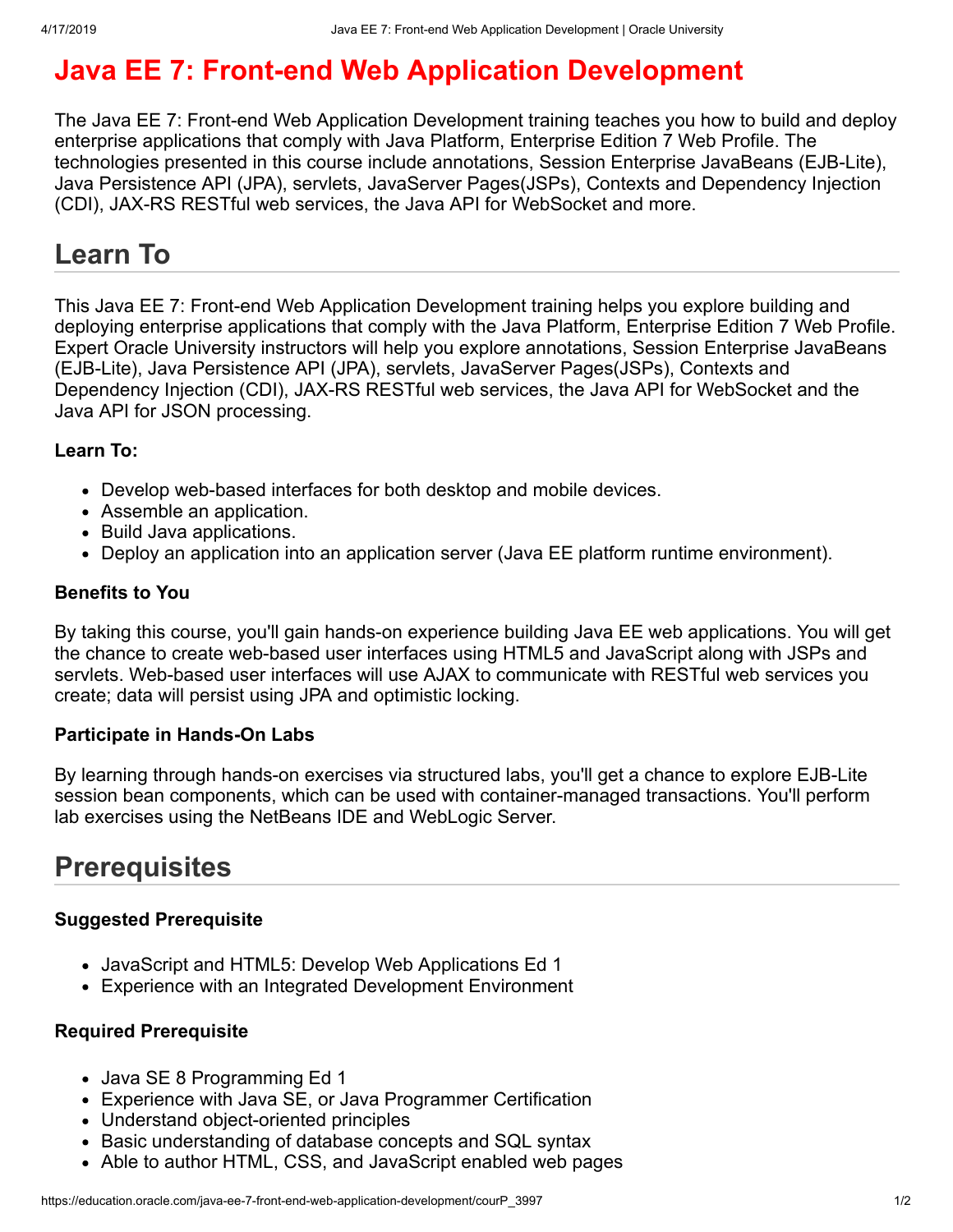# Java EE 7: Front-end Web Application Development

The Java EE 7: Front-end Web Application Development training teaches you how to build and deploy enterprise applications that comply with Java Platform, Enterprise Edition 7 Web Profile. The technologies presented in this course include annotations, Session Enterprise JavaBeans (EJB-Lite), Java Persistence API (JPA), servlets, JavaServer Pages(JSPs), Contexts and Dependency Injection (CDI), JAX-RS RESTful web services, the Java API for WebSocket and more.

## Learn To

This Java EE 7: Front-end Web Application Development training helps you explore building and deploying enterprise applications that comply with the Java Platform, Enterprise Edition 7 Web Profile. Expert Oracle University instructors will help you explore annotations, Session Enterprise JavaBeans (EJB-Lite), Java Persistence API (JPA), servlets, JavaServer Pages(JSPs), Contexts and Dependency Injection (CDI), JAX-RS RESTful web services, the Java API for WebSocket and the Java API for JSON processing.

**Learn To:**

- Develop web-based interfaces for both desktop and mobile devices.
- Assemble an application.
- Build Java applications.
- Deploy an application into an application server (Java EE platform runtime environment).

**Benefits to You**

By taking this course, you'll gain hands-on experience building Java EE web applications. You will get the chance to create web-based user interfaces using HTML5 and JavaScript along with JSPs and servlets. Web-based user interfaces will use AJAX to communicate with RESTful web services you create; data will persist using JPA and optimistic locking.

**Participate in Hands-On Labs**

By learning through hands-on exercises via structured labs, you'll get a chance to explore EJB-Lite session bean components, which can be used with container-managed transactions. You'll perform lab exercises using the NetBeans IDE and WebLogic Server.

## Prerequisites

**Suggested Prerequisite**

- JavaScript and HTML5: Develop Web Applications Ed 1
- Experience with an Integrated Development Environment

**Required Prerequisite**

- Java SE 8 Programming Ed 1
- Experience with Java SE, or Java Programmer Certification
- Understand object-oriented principles
- Basic understanding of database concepts and SQL syntax
- Able to author HTML, CSS, and JavaScript enabled web pages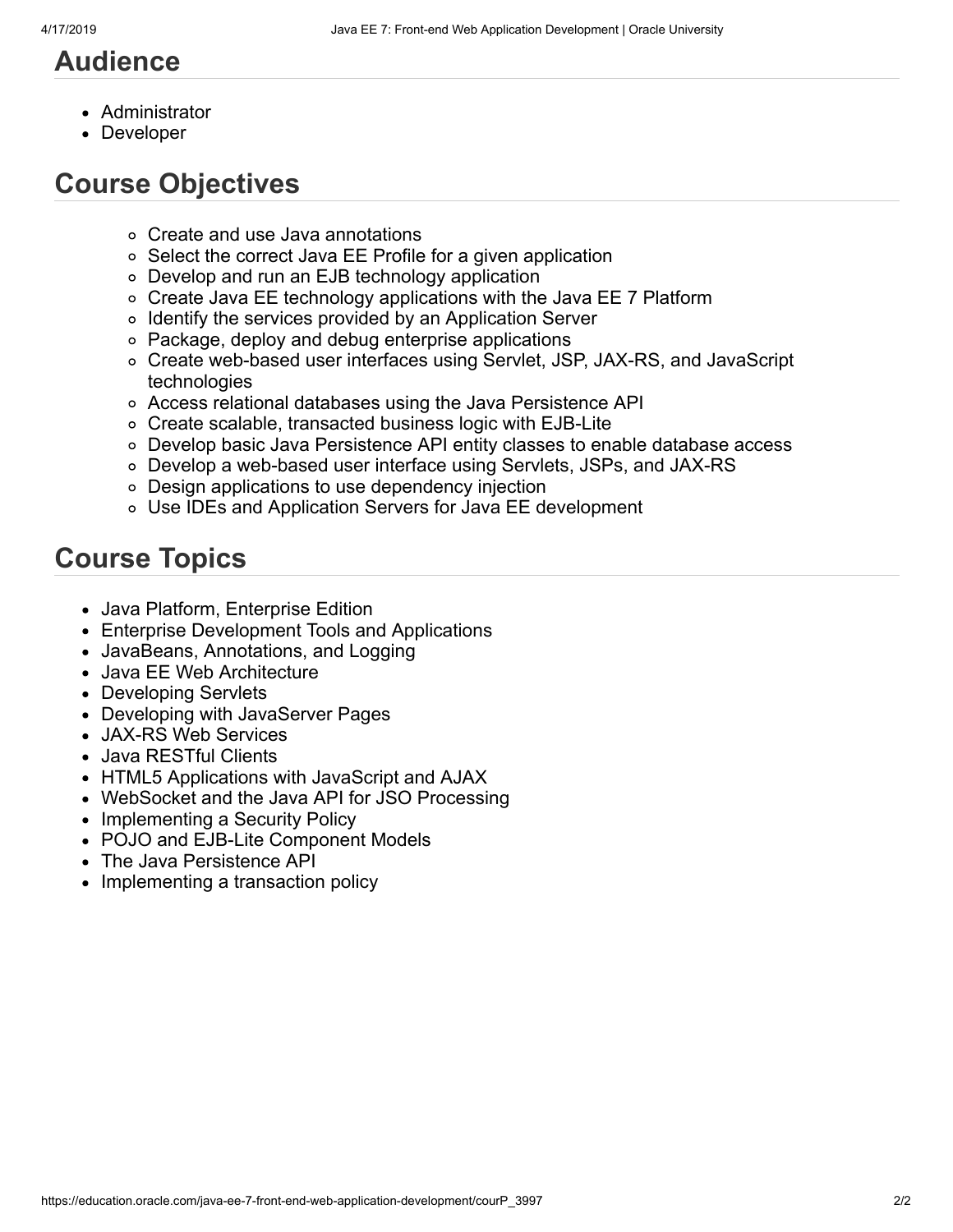## Audience

- Administrator
- Developer

## Course Objectives

- Create and use Java annotations
- Select the correct Java EE Profile for a given application
- Develop and run an EJB technology application
- Create Java EE technology applications with the Java EE 7 Platform
- Identify the services provided by an Application Server
- Package, deploy and debug enterprise applications
- Create web-based user interfaces using Servlet, JSP, JAX-RS, and JavaScript technologies
- Access relational databases using the Java Persistence API
- Create scalable, transacted business logic with EJB-Lite
- Develop basic Java Persistence API entity classes to enable database access
- Develop a web-based user interface using Servlets, JSPs, and JAX-RS
- Design applications to use dependency injection
- Use IDEs and Application Servers for Java EE development

## Course Topics

- Java Platform, Enterprise Edition
- Enterprise Development Tools and Applications
- JavaBeans, Annotations, and Logging
- Java EE Web Architecture
- Developing Servlets
- Developing with JavaServer Pages
- JAX-RS Web Services
- Java RESTful Clients
- HTML5 Applications with JavaScript and AJAX
- WebSocket and the Java API for JSO Processing
- Implementing a Security Policy
- POJO and EJB-Lite Component Models
- The Java Persistence API
- Implementing a transaction policy